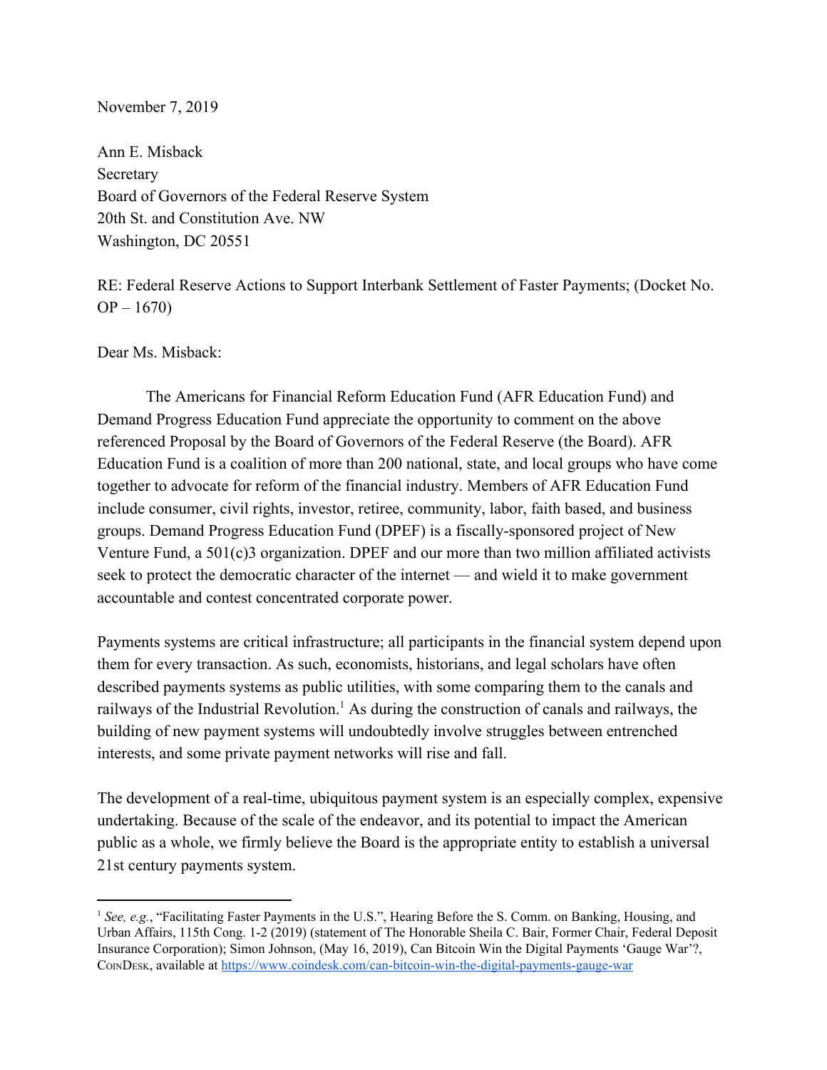November 7, 2019

Ann E. Misback
Secretary
Board of Governors of the Federal Reserve System
20th St. and Constitution Ave. NW
Washington, DC 20551

RE: Federal Reserve Actions to Support Interbank Settlement of Faster Payments; (Docket No. OP – 1670)

Dear Ms. Misback:

The Americans for Financial Reform Education Fund (AFR Education Fund) and Demand Progress Education Fund appreciate the opportunity to comment on the above referenced Proposal by the Board of Governors of the Federal Reserve (the Board). AFR Education Fund is a coalition of more than 200 national, state, and local groups who have come together to advocate for reform of the financial industry. Members of AFR Education Fund include consumer, civil rights, investor, retiree, community, labor, faith based, and business groups. Demand Progress Education Fund (DPEF) is a fiscally-sponsored project of New Venture Fund, a 501(c)3 organization. DPEF and our more than two million affiliated activists seek to protect the democratic character of the internet — and wield it to make government accountable and contest concentrated corporate power.

Payments systems are critical infrastructure; all participants in the financial system depend upon them for every transaction. As such, economists, historians, and legal scholars have often described payments systems as public utilities, with some comparing them to the canals and railways of the Industrial Revolution.[1] As during the construction of canals and railways, the building of new payment systems will undoubtedly involve struggles between entrenched interests, and some private payment networks will rise and fall.

The development of a real-time, ubiquitous payment system is an especially complex, expensive undertaking. Because of the scale of the endeavor, and its potential to impact the American public as a whole, we firmly believe the Board is the appropriate entity to establish a universal 21st century payments system.

---

[1] *See, e.g.*, "Facilitating Faster Payments in the U.S.", Hearing Before the S. Comm. on Banking, Housing, and Urban Affairs, 115th Cong. 1-2 (2019) (statement of The Honorable Sheila C. Bair, Former Chair, Federal Deposit Insurance Corporation); Simon Johnson, (May 16, 2019), Can Bitcoin Win the Digital Payments 'Gauge War'?, CoinDesk, available at https://www.coindesk.com/can-bitcoin-win-the-digital-payments-gauge-war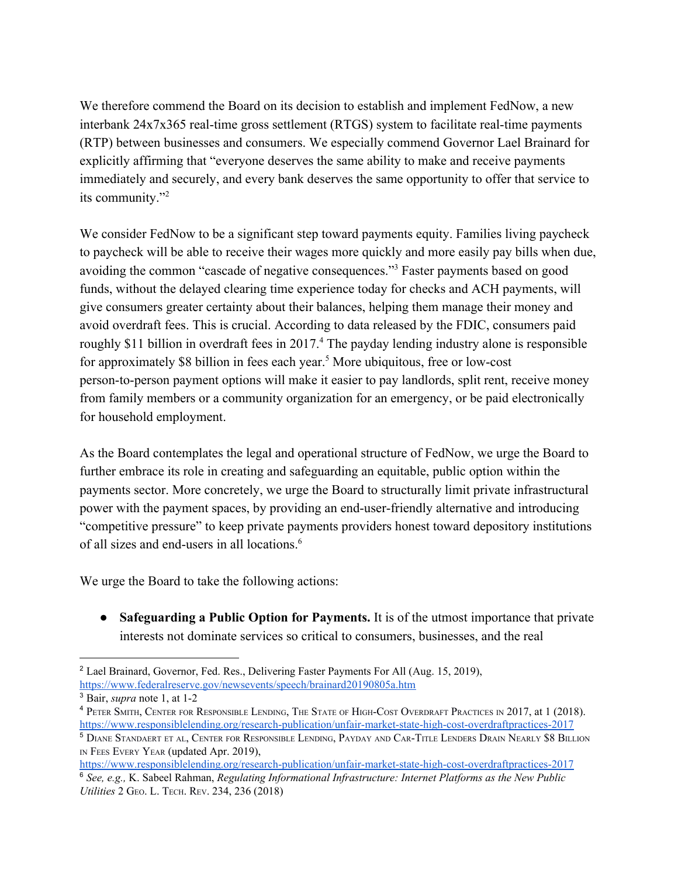We therefore commend the Board on its decision to establish and implement FedNow, a new interbank 24x7x365 real-time gross settlement (RTGS) system to facilitate real-time payments (RTP) between businesses and consumers. We especially commend Governor Lael Brainard for explicitly affirming that "everyone deserves the same ability to make and receive payments immediately and securely, and every bank deserves the same opportunity to offer that service to its community."[2]

We consider FedNow to be a significant step toward payments equity. Families living paycheck to paycheck will be able to receive their wages more quickly and more easily pay bills when due, avoiding the common "cascade of negative consequences."[3] Faster payments based on good funds, without the delayed clearing time experience today for checks and ACH payments, will give consumers greater certainty about their balances, helping them manage their money and avoid overdraft fees. This is crucial. According to data released by the FDIC, consumers paid roughly $11 billion in overdraft fees in 2017.[4] The payday lending industry alone is responsible for approximately $8 billion in fees each year.[5] More ubiquitous, free or low-cost person-to-person payment options will make it easier to pay landlords, split rent, receive money from family members or a community organization for an emergency, or be paid electronically for household employment.

As the Board contemplates the legal and operational structure of FedNow, we urge the Board to further embrace its role in creating and safeguarding an equitable, public option within the payments sector. More concretely, we urge the Board to structurally limit private infrastructural power with the payment spaces, by providing an end-user-friendly alternative and introducing "competitive pressure" to keep private payments providers honest toward depository institutions of all sizes and end-users in all locations.[6]

We urge the Board to take the following actions:

- **Safeguarding a Public Option for Payments.** It is of the utmost importance that private interests not dominate services so critical to consumers, businesses, and the real

---

[2] Lael Brainard, Governor, Fed. Res., Delivering Faster Payments For All (Aug. 15, 2019), https://www.federalreserve.gov/newsevents/speech/brainard20190805a.htm

[3] Bair, *supra* note 1, at 1-2

[4] Peter Smith, Center for Responsible Lending, The State of High-Cost Overdraft Practices in 2017, at 1 (2018). https://www.responsiblelending.org/research-publication/unfair-market-state-high-cost-overdraftpractices-2017

[5] Diane Standaert et al, Center for Responsible Lending, Payday and Car-Title Lenders Drain Nearly $8 Billion in Fees Every Year (updated Apr. 2019), https://www.responsiblelending.org/research-publication/unfair-market-state-high-cost-overdraftpractices-2017

[6] *See, e.g.,* K. Sabeel Rahman, *Regulating Informational Infrastructure: Internet Platforms as the New Public Utilities* 2 Geo. L. Tech. Rev. 234, 236 (2018)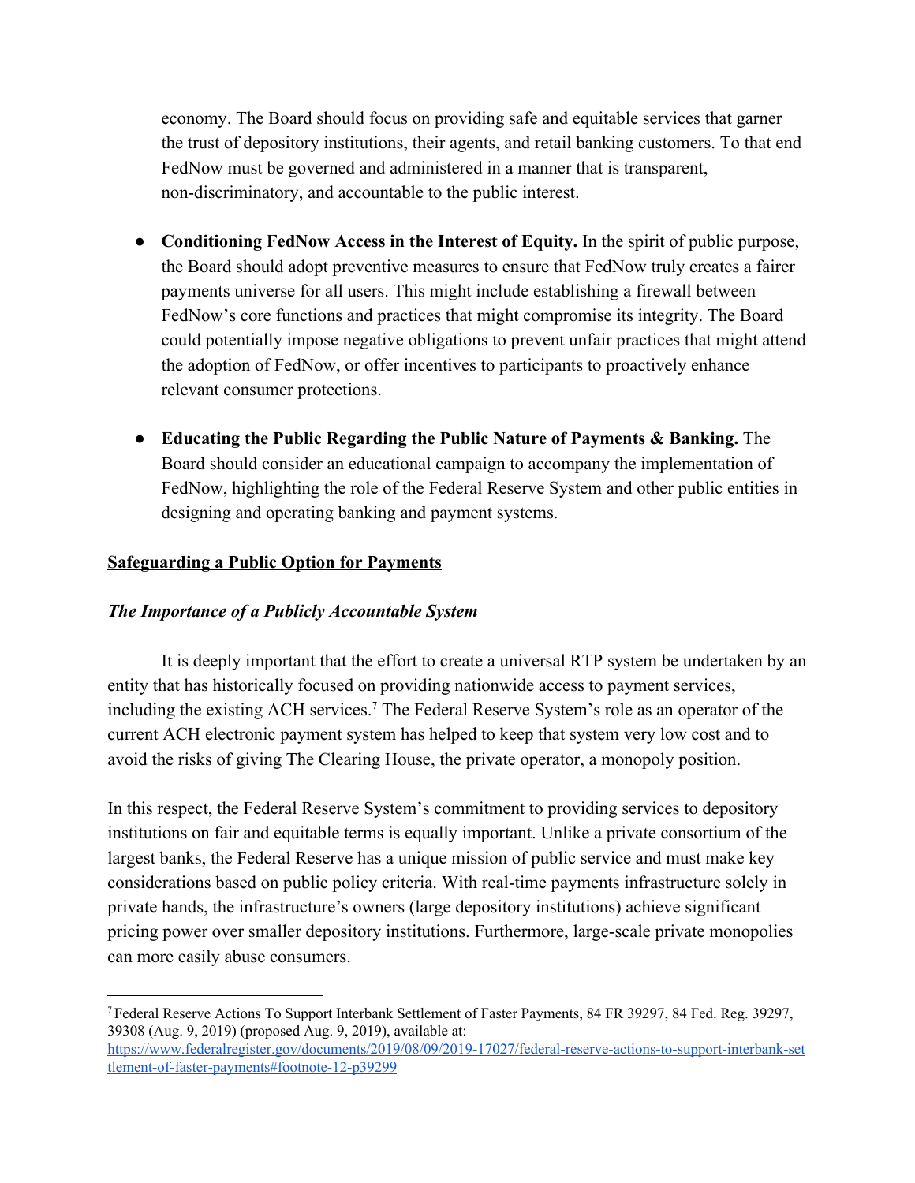economy. The Board should focus on providing safe and equitable services that garner the trust of depository institutions, their agents, and retail banking customers. To that end FedNow must be governed and administered in a manner that is transparent, non-discriminatory, and accountable to the public interest.

- **Conditioning FedNow Access in the Interest of Equity.** In the spirit of public purpose, the Board should adopt preventive measures to ensure that FedNow truly creates a fairer payments universe for all users. This might include establishing a firewall between FedNow's core functions and practices that might compromise its integrity. The Board could potentially impose negative obligations to prevent unfair practices that might attend the adoption of FedNow, or offer incentives to participants to proactively enhance relevant consumer protections.

- **Educating the Public Regarding the Public Nature of Payments & Banking.** The Board should consider an educational campaign to accompany the implementation of FedNow, highlighting the role of the Federal Reserve System and other public entities in designing and operating banking and payment systems.

## Safeguarding a Public Option for Payments

### *The Importance of a Publicly Accountable System*

It is deeply important that the effort to create a universal RTP system be undertaken by an entity that has historically focused on providing nationwide access to payment services, including the existing ACH services.[7] The Federal Reserve System's role as an operator of the current ACH electronic payment system has helped to keep that system very low cost and to avoid the risks of giving The Clearing House, the private operator, a monopoly position.

In this respect, the Federal Reserve System's commitment to providing services to depository institutions on fair and equitable terms is equally important. Unlike a private consortium of the largest banks, the Federal Reserve has a unique mission of public service and must make key considerations based on public policy criteria. With real-time payments infrastructure solely in private hands, the infrastructure's owners (large depository institutions) achieve significant pricing power over smaller depository institutions. Furthermore, large-scale private monopolies can more easily abuse consumers.

---

[7] Federal Reserve Actions To Support Interbank Settlement of Faster Payments, 84 FR 39297, 84 Fed. Reg. 39297, 39308 (Aug. 9, 2019) (proposed Aug. 9, 2019), available at: https://www.federalregister.gov/documents/2019/08/09/2019-17027/federal-reserve-actions-to-support-interbank-settlement-of-faster-payments#footnote-12-p39299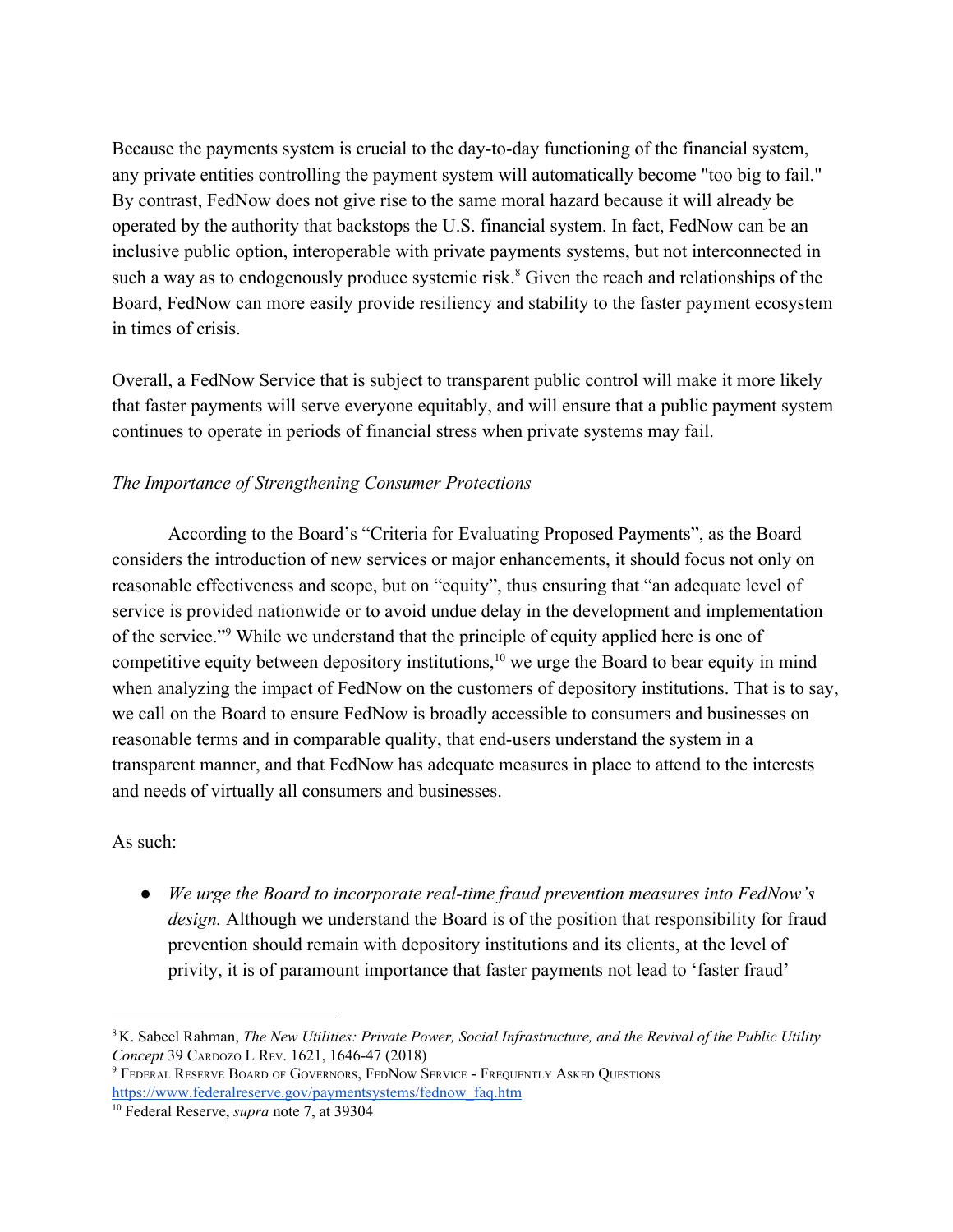Because the payments system is crucial to the day-to-day functioning of the financial system, any private entities controlling the payment system will automatically become "too big to fail." By contrast, FedNow does not give rise to the same moral hazard because it will already be operated by the authority that backstops the U.S. financial system. In fact, FedNow can be an inclusive public option, interoperable with private payments systems, but not interconnected in such a way as to endogenously produce systemic risk.[8] Given the reach and relationships of the Board, FedNow can more easily provide resiliency and stability to the faster payment ecosystem in times of crisis.

Overall, a FedNow Service that is subject to transparent public control will make it more likely that faster payments will serve everyone equitably, and will ensure that a public payment system continues to operate in periods of financial stress when private systems may fail.

*The Importance of Strengthening Consumer Protections*

According to the Board's "Criteria for Evaluating Proposed Payments", as the Board considers the introduction of new services or major enhancements, it should focus not only on reasonable effectiveness and scope, but on "equity", thus ensuring that "an adequate level of service is provided nationwide or to avoid undue delay in the development and implementation of the service."[9] While we understand that the principle of equity applied here is one of competitive equity between depository institutions,[10] we urge the Board to bear equity in mind when analyzing the impact of FedNow on the customers of depository institutions. That is to say, we call on the Board to ensure FedNow is broadly accessible to consumers and businesses on reasonable terms and in comparable quality, that end-users understand the system in a transparent manner, and that FedNow has adequate measures in place to attend to the interests and needs of virtually all consumers and businesses.

As such:

- *We urge the Board to incorporate real-time fraud prevention measures into FedNow's design.* Although we understand the Board is of the position that responsibility for fraud prevention should remain with depository institutions and its clients, at the level of privity, it is of paramount importance that faster payments not lead to 'faster fraud'

---

[8] K. Sabeel Rahman, *The New Utilities: Private Power, Social Infrastructure, and the Revival of the Public Utility Concept* 39 Cardozo L Rev. 1621, 1646-47 (2018)

[9] Federal Reserve Board of Governors, FedNow Service - Frequently Asked Questions https://www.federalreserve.gov/paymentsystems/fednow_faq.htm

[10] Federal Reserve, *supra* note 7, at 39304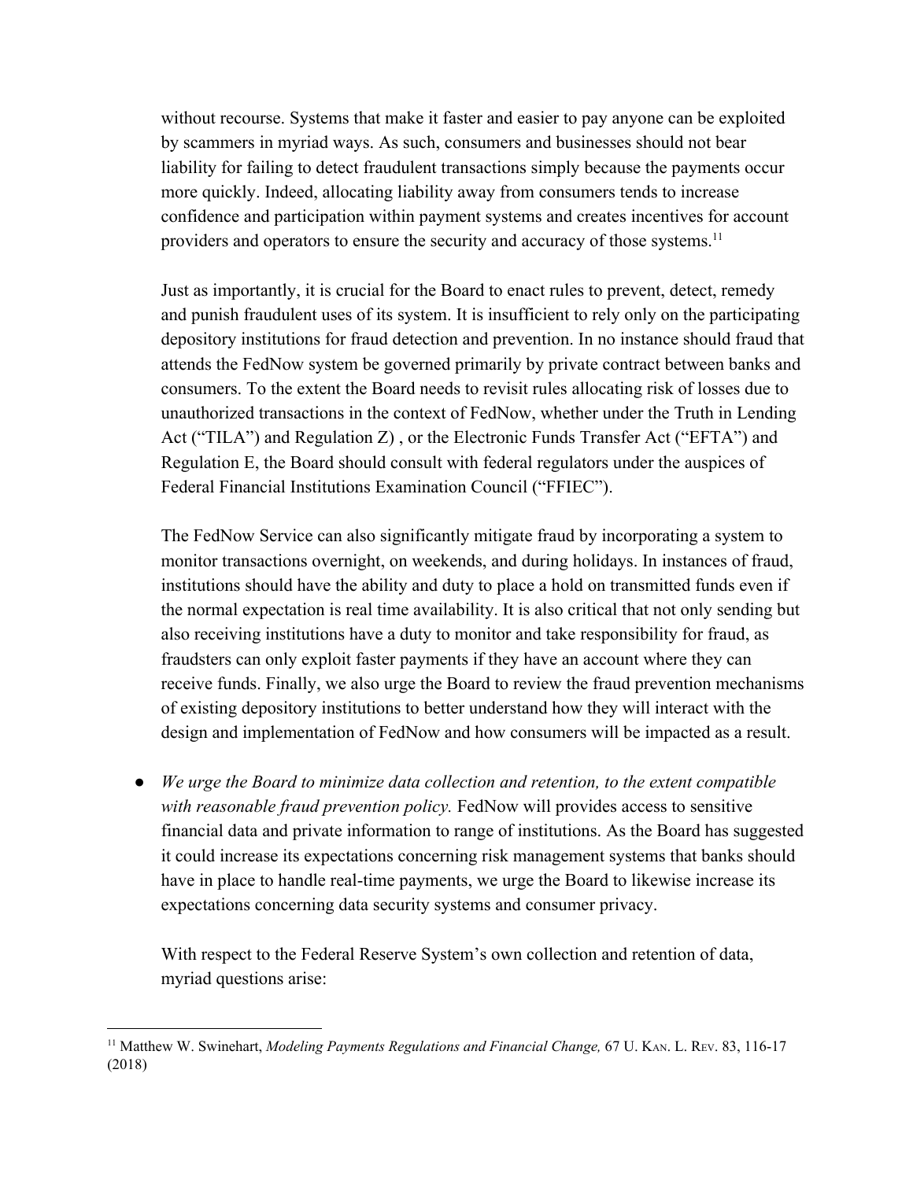without recourse. Systems that make it faster and easier to pay anyone can be exploited by scammers in myriad ways. As such, consumers and businesses should not bear liability for failing to detect fraudulent transactions simply because the payments occur more quickly. Indeed, allocating liability away from consumers tends to increase confidence and participation within payment systems and creates incentives for account providers and operators to ensure the security and accuracy of those systems.[11]

Just as importantly, it is crucial for the Board to enact rules to prevent, detect, remedy and punish fraudulent uses of its system. It is insufficient to rely only on the participating depository institutions for fraud detection and prevention. In no instance should fraud that attends the FedNow system be governed primarily by private contract between banks and consumers. To the extent the Board needs to revisit rules allocating risk of losses due to unauthorized transactions in the context of FedNow, whether under the Truth in Lending Act ("TILA") and Regulation Z) , or the Electronic Funds Transfer Act ("EFTA") and Regulation E, the Board should consult with federal regulators under the auspices of Federal Financial Institutions Examination Council ("FFIEC").

The FedNow Service can also significantly mitigate fraud by incorporating a system to monitor transactions overnight, on weekends, and during holidays. In instances of fraud, institutions should have the ability and duty to place a hold on transmitted funds even if the normal expectation is real time availability. It is also critical that not only sending but also receiving institutions have a duty to monitor and take responsibility for fraud, as fraudsters can only exploit faster payments if they have an account where they can receive funds. Finally, we also urge the Board to review the fraud prevention mechanisms of existing depository institutions to better understand how they will interact with the design and implementation of FedNow and how consumers will be impacted as a result.

- *We urge the Board to minimize data collection and retention, to the extent compatible with reasonable fraud prevention policy.* FedNow will provides access to sensitive financial data and private information to range of institutions. As the Board has suggested it could increase its expectations concerning risk management systems that banks should have in place to handle real-time payments, we urge the Board to likewise increase its expectations concerning data security systems and consumer privacy.

  With respect to the Federal Reserve System's own collection and retention of data, myriad questions arise:

---

[11] Matthew W. Swinehart, *Modeling Payments Regulations and Financial Change,* 67 U. KAN. L. REV. 83, 116-17 (2018)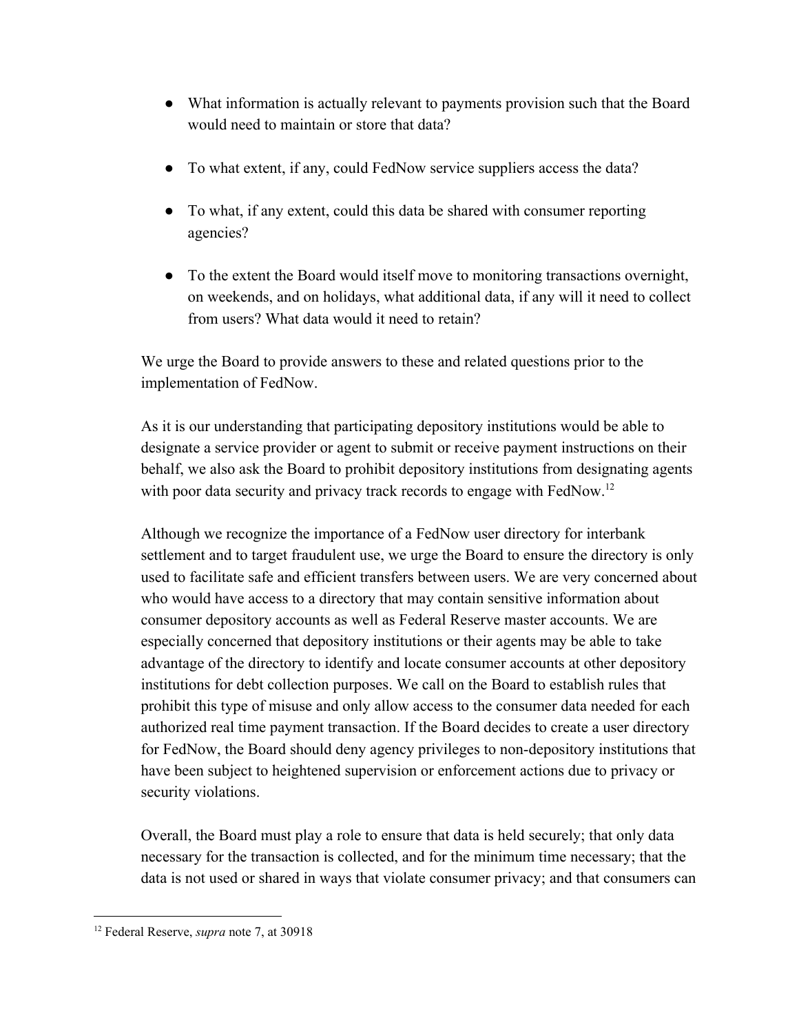- What information is actually relevant to payments provision such that the Board would need to maintain or store that data?

- To what extent, if any, could FedNow service suppliers access the data?

- To what, if any extent, could this data be shared with consumer reporting agencies?

- To the extent the Board would itself move to monitoring transactions overnight, on weekends, and on holidays, what additional data, if any will it need to collect from users? What data would it need to retain?

We urge the Board to provide answers to these and related questions prior to the implementation of FedNow.

As it is our understanding that participating depository institutions would be able to designate a service provider or agent to submit or receive payment instructions on their behalf, we also ask the Board to prohibit depository institutions from designating agents with poor data security and privacy track records to engage with FedNow.[12]

Although we recognize the importance of a FedNow user directory for interbank settlement and to target fraudulent use, we urge the Board to ensure the directory is only used to facilitate safe and efficient transfers between users. We are very concerned about who would have access to a directory that may contain sensitive information about consumer depository accounts as well as Federal Reserve master accounts. We are especially concerned that depository institutions or their agents may be able to take advantage of the directory to identify and locate consumer accounts at other depository institutions for debt collection purposes. We call on the Board to establish rules that prohibit this type of misuse and only allow access to the consumer data needed for each authorized real time payment transaction. If the Board decides to create a user directory for FedNow, the Board should deny agency privileges to non-depository institutions that have been subject to heightened supervision or enforcement actions due to privacy or security violations.

Overall, the Board must play a role to ensure that data is held securely; that only data necessary for the transaction is collected, and for the minimum time necessary; that the data is not used or shared in ways that violate consumer privacy; and that consumers can

---

[12] Federal Reserve, *supra* note 7, at 30918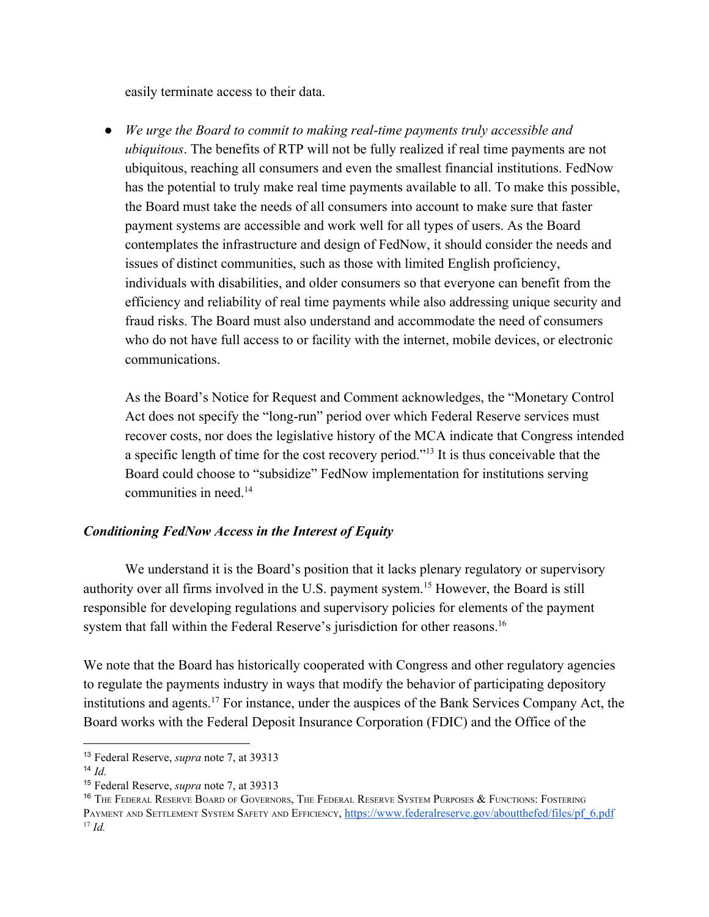easily terminate access to their data.

- *We urge the Board to commit to making real-time payments truly accessible and ubiquitous*. The benefits of RTP will not be fully realized if real time payments are not ubiquitous, reaching all consumers and even the smallest financial institutions. FedNow has the potential to truly make real time payments available to all. To make this possible, the Board must take the needs of all consumers into account to make sure that faster payment systems are accessible and work well for all types of users. As the Board contemplates the infrastructure and design of FedNow, it should consider the needs and issues of distinct communities, such as those with limited English proficiency, individuals with disabilities, and older consumers so that everyone can benefit from the efficiency and reliability of real time payments while also addressing unique security and fraud risks. The Board must also understand and accommodate the need of consumers who do not have full access to or facility with the internet, mobile devices, or electronic communications.

  As the Board's Notice for Request and Comment acknowledges, the "Monetary Control Act does not specify the "long-run" period over which Federal Reserve services must recover costs, nor does the legislative history of the MCA indicate that Congress intended a specific length of time for the cost recovery period."[13] It is thus conceivable that the Board could choose to "subsidize" FedNow implementation for institutions serving communities in need.[14]

### *Conditioning FedNow Access in the Interest of Equity*

We understand it is the Board's position that it lacks plenary regulatory or supervisory authority over all firms involved in the U.S. payment system.[15] However, the Board is still responsible for developing regulations and supervisory policies for elements of the payment system that fall within the Federal Reserve's jurisdiction for other reasons.[16]

We note that the Board has historically cooperated with Congress and other regulatory agencies to regulate the payments industry in ways that modify the behavior of participating depository institutions and agents.[17] For instance, under the auspices of the Bank Services Company Act, the Board works with the Federal Deposit Insurance Corporation (FDIC) and the Office of the

---

[13] Federal Reserve, *supra* note 7, at 39313

[14] *Id.*

[15] Federal Reserve, *supra* note 7, at 39313

[16] The Federal Reserve Board of Governors, The Federal Reserve System Purposes & Functions: Fostering Payment and Settlement System Safety and Efficiency, https://www.federalreserve.gov/aboutthefed/files/pf_6.pdf

[17] *Id.*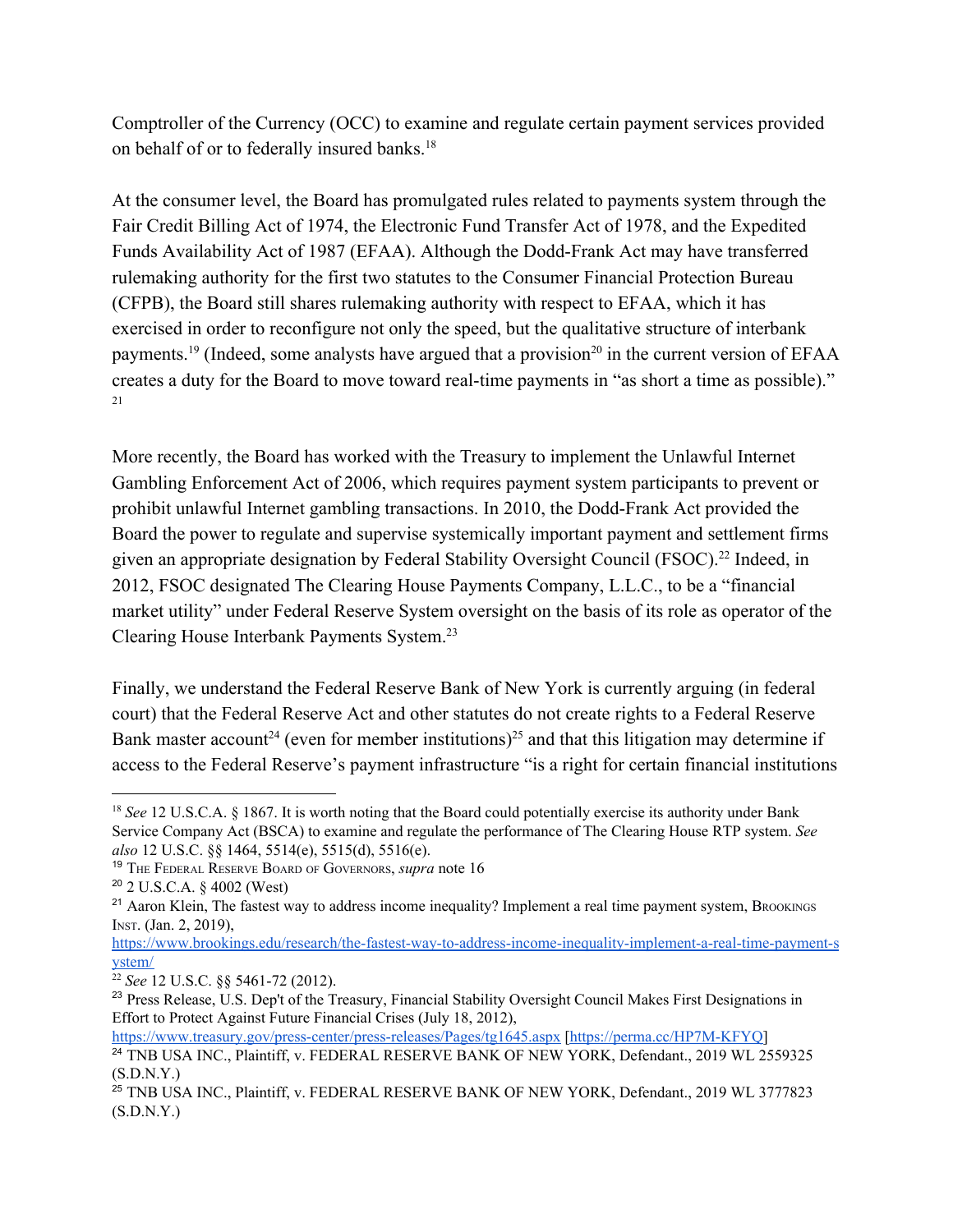Comptroller of the Currency (OCC) to examine and regulate certain payment services provided on behalf of or to federally insured banks.[18]

At the consumer level, the Board has promulgated rules related to payments system through the Fair Credit Billing Act of 1974, the Electronic Fund Transfer Act of 1978, and the Expedited Funds Availability Act of 1987 (EFAA). Although the Dodd-Frank Act may have transferred rulemaking authority for the first two statutes to the Consumer Financial Protection Bureau (CFPB), the Board still shares rulemaking authority with respect to EFAA, which it has exercised in order to reconfigure not only the speed, but the qualitative structure of interbank payments.[19] (Indeed, some analysts have argued that a provision[20] in the current version of EFAA creates a duty for the Board to move toward real-time payments in "as short a time as possible)." [21]

More recently, the Board has worked with the Treasury to implement the Unlawful Internet Gambling Enforcement Act of 2006, which requires payment system participants to prevent or prohibit unlawful Internet gambling transactions. In 2010, the Dodd-Frank Act provided the Board the power to regulate and supervise systemically important payment and settlement firms given an appropriate designation by Federal Stability Oversight Council (FSOC).[22] Indeed, in 2012, FSOC designated The Clearing House Payments Company, L.L.C., to be a "financial market utility" under Federal Reserve System oversight on the basis of its role as operator of the Clearing House Interbank Payments System.[23]

Finally, we understand the Federal Reserve Bank of New York is currently arguing (in federal court) that the Federal Reserve Act and other statutes do not create rights to a Federal Reserve Bank master account[24] (even for member institutions)[25] and that this litigation may determine if access to the Federal Reserve's payment infrastructure "is a right for certain financial institutions

---

[18] *See* 12 U.S.C.A. § 1867. It is worth noting that the Board could potentially exercise its authority under Bank Service Company Act (BSCA) to examine and regulate the performance of The Clearing House RTP system. *See also* 12 U.S.C. §§ 1464, 5514(e), 5515(d), 5516(e).

[19] The Federal Reserve Board of Governors, *supra* note 16

[20] 2 U.S.C.A. § 4002 (West)

[21] Aaron Klein, The fastest way to address income inequality? Implement a real time payment system, Brookings Inst. (Jan. 2, 2019), https://www.brookings.edu/research/the-fastest-way-to-address-income-inequality-implement-a-real-time-payment-system/

[22] *See* 12 U.S.C. §§ 5461-72 (2012).

[23] Press Release, U.S. Dep't of the Treasury, Financial Stability Oversight Council Makes First Designations in Effort to Protect Against Future Financial Crises (July 18, 2012), https://www.treasury.gov/press-center/press-releases/Pages/tg1645.aspx [https://perma.cc/HP7M-KFYQ]

[24] TNB USA INC., Plaintiff, v. FEDERAL RESERVE BANK OF NEW YORK, Defendant., 2019 WL 2559325 (S.D.N.Y.)

[25] TNB USA INC., Plaintiff, v. FEDERAL RESERVE BANK OF NEW YORK, Defendant., 2019 WL 3777823 (S.D.N.Y.)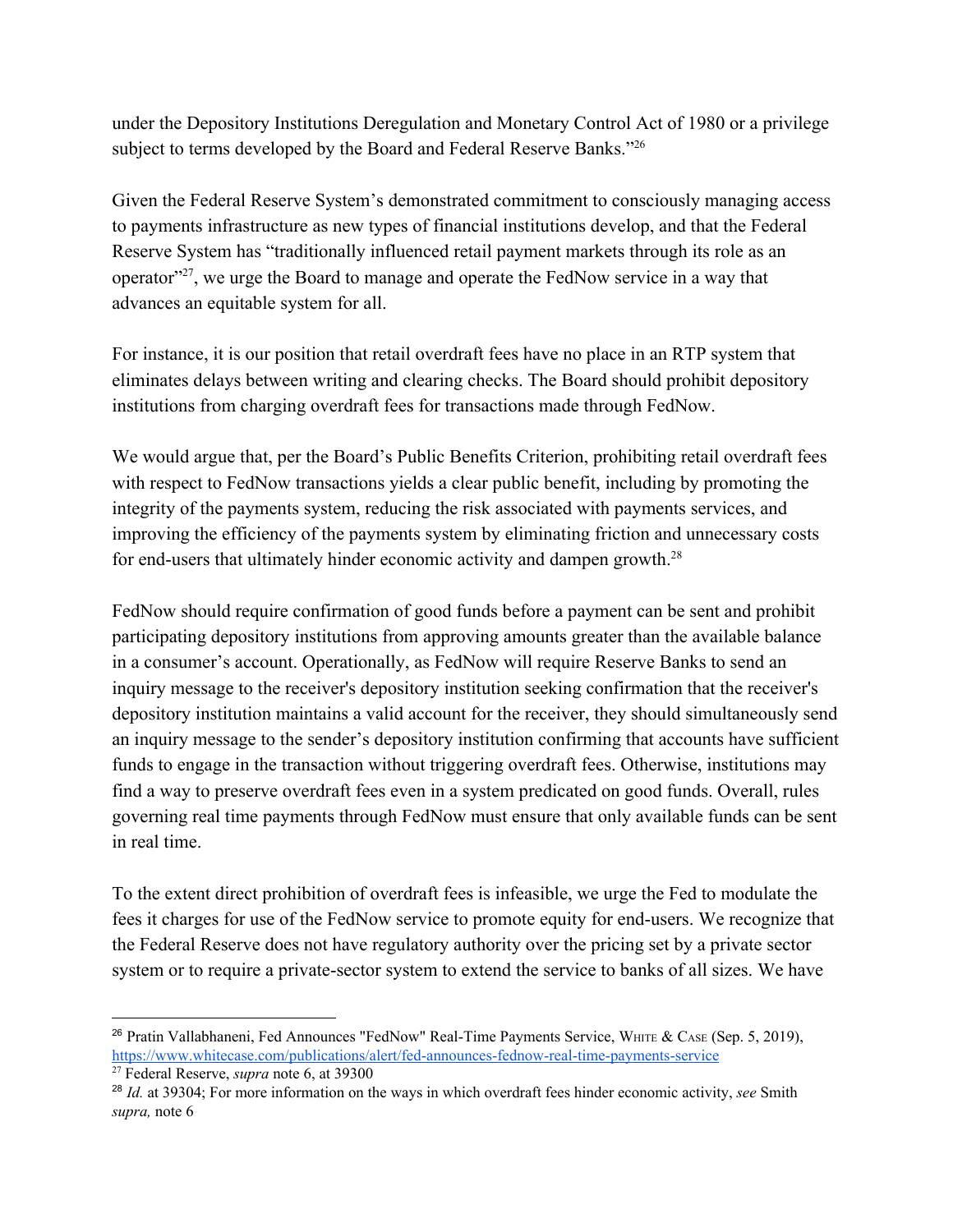under the Depository Institutions Deregulation and Monetary Control Act of 1980 or a privilege subject to terms developed by the Board and Federal Reserve Banks."[26]

Given the Federal Reserve System's demonstrated commitment to consciously managing access to payments infrastructure as new types of financial institutions develop, and that the Federal Reserve System has "traditionally influenced retail payment markets through its role as an operator"[27], we urge the Board to manage and operate the FedNow service in a way that advances an equitable system for all.

For instance, it is our position that retail overdraft fees have no place in an RTP system that eliminates delays between writing and clearing checks. The Board should prohibit depository institutions from charging overdraft fees for transactions made through FedNow.

We would argue that, per the Board's Public Benefits Criterion, prohibiting retail overdraft fees with respect to FedNow transactions yields a clear public benefit, including by promoting the integrity of the payments system, reducing the risk associated with payments services, and improving the efficiency of the payments system by eliminating friction and unnecessary costs for end-users that ultimately hinder economic activity and dampen growth.[28]

FedNow should require confirmation of good funds before a payment can be sent and prohibit participating depository institutions from approving amounts greater than the available balance in a consumer's account. Operationally, as FedNow will require Reserve Banks to send an inquiry message to the receiver's depository institution seeking confirmation that the receiver's depository institution maintains a valid account for the receiver, they should simultaneously send an inquiry message to the sender's depository institution confirming that accounts have sufficient funds to engage in the transaction without triggering overdraft fees. Otherwise, institutions may find a way to preserve overdraft fees even in a system predicated on good funds. Overall, rules governing real time payments through FedNow must ensure that only available funds can be sent in real time.

To the extent direct prohibition of overdraft fees is infeasible, we urge the Fed to modulate the fees it charges for use of the FedNow service to promote equity for end-users. We recognize that the Federal Reserve does not have regulatory authority over the pricing set by a private sector system or to require a private-sector system to extend the service to banks of all sizes. We have

---

[26] Pratin Vallabhaneni, Fed Announces "FedNow" Real-Time Payments Service, WHITE & CASE (Sep. 5, 2019), https://www.whitecase.com/publications/alert/fed-announces-fednow-real-time-payments-service

[27] Federal Reserve, *supra* note 6, at 39300

[28] *Id.* at 39304; For more information on the ways in which overdraft fees hinder economic activity, *see* Smith *supra,* note 6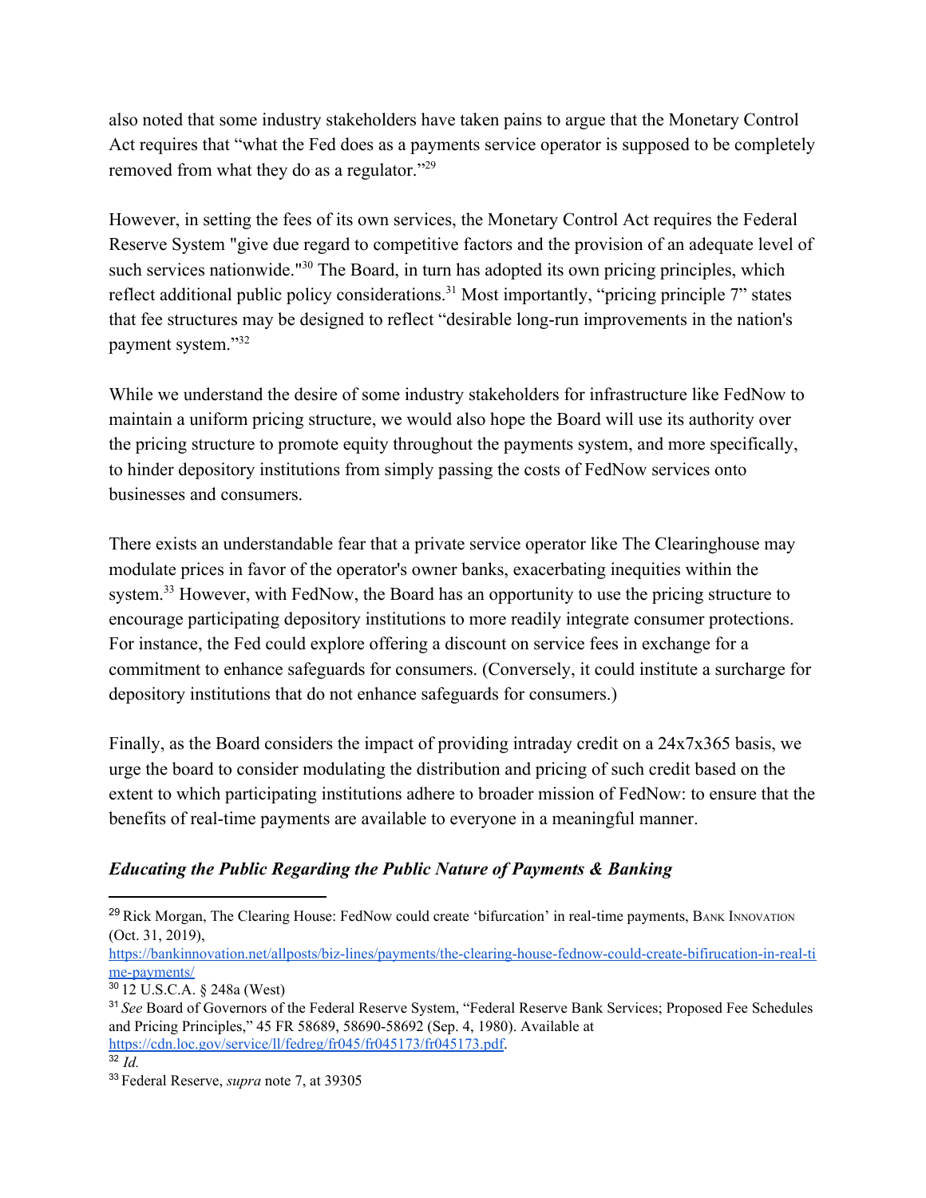also noted that some industry stakeholders have taken pains to argue that the Monetary Control Act requires that "what the Fed does as a payments service operator is supposed to be completely removed from what they do as a regulator."[29]

However, in setting the fees of its own services, the Monetary Control Act requires the Federal Reserve System "give due regard to competitive factors and the provision of an adequate level of such services nationwide."[30] The Board, in turn has adopted its own pricing principles, which reflect additional public policy considerations.[31] Most importantly, "pricing principle 7" states that fee structures may be designed to reflect "desirable long-run improvements in the nation's payment system."[32]

While we understand the desire of some industry stakeholders for infrastructure like FedNow to maintain a uniform pricing structure, we would also hope the Board will use its authority over the pricing structure to promote equity throughout the payments system, and more specifically, to hinder depository institutions from simply passing the costs of FedNow services onto businesses and consumers.

There exists an understandable fear that a private service operator like The Clearinghouse may modulate prices in favor of the operator's owner banks, exacerbating inequities within the system.[33] However, with FedNow, the Board has an opportunity to use the pricing structure to encourage participating depository institutions to more readily integrate consumer protections. For instance, the Fed could explore offering a discount on service fees in exchange for a commitment to enhance safeguards for consumers. (Conversely, it could institute a surcharge for depository institutions that do not enhance safeguards for consumers.)

Finally, as the Board considers the impact of providing intraday credit on a 24x7x365 basis, we urge the board to consider modulating the distribution and pricing of such credit based on the extent to which participating institutions adhere to broader mission of FedNow: to ensure that the benefits of real-time payments are available to everyone in a meaningful manner.

### *Educating the Public Regarding the Public Nature of Payments & Banking*

---

[29] Rick Morgan, The Clearing House: FedNow could create 'bifurcation' in real-time payments, BANK INNOVATION (Oct. 31, 2019), https://bankinnovation.net/allposts/biz-lines/payments/the-clearing-house-fednow-could-create-bifirucation-in-real-time-payments/

[30] 12 U.S.C.A. § 248a (West)

[31] *See* Board of Governors of the Federal Reserve System, "Federal Reserve Bank Services; Proposed Fee Schedules and Pricing Principles," 45 FR 58689, 58690-58692 (Sep. 4, 1980). Available at https://cdn.loc.gov/service/ll/fedreg/fr045/fr045173/fr045173.pdf.

[32] *Id.*

[33] Federal Reserve, *supra* note 7, at 39305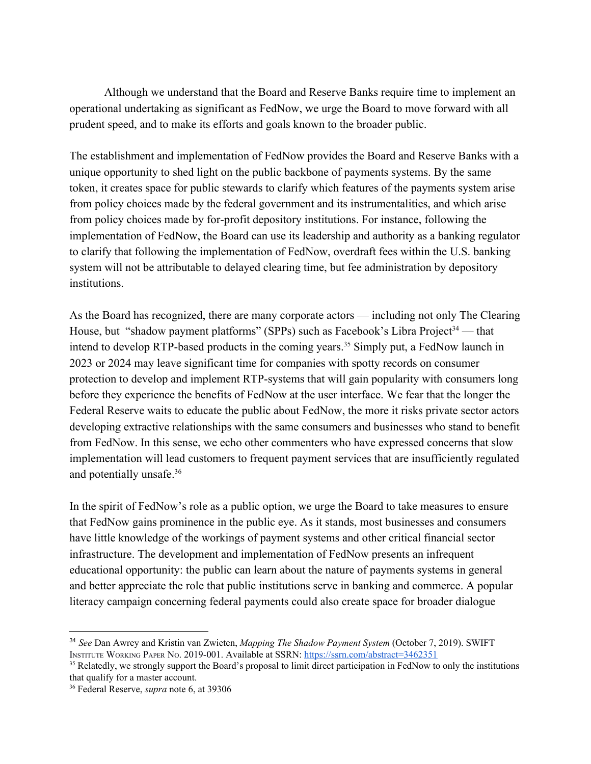Although we understand that the Board and Reserve Banks require time to implement an operational undertaking as significant as FedNow, we urge the Board to move forward with all prudent speed, and to make its efforts and goals known to the broader public.

The establishment and implementation of FedNow provides the Board and Reserve Banks with a unique opportunity to shed light on the public backbone of payments systems. By the same token, it creates space for public stewards to clarify which features of the payments system arise from policy choices made by the federal government and its instrumentalities, and which arise from policy choices made by for-profit depository institutions. For instance, following the implementation of FedNow, the Board can use its leadership and authority as a banking regulator to clarify that following the implementation of FedNow, overdraft fees within the U.S. banking system will not be attributable to delayed clearing time, but fee administration by depository institutions.

As the Board has recognized, there are many corporate actors — including not only The Clearing House, but "shadow payment platforms" (SPPs) such as Facebook's Libra Project[34] — that intend to develop RTP-based products in the coming years.[35] Simply put, a FedNow launch in 2023 or 2024 may leave significant time for companies with spotty records on consumer protection to develop and implement RTP-systems that will gain popularity with consumers long before they experience the benefits of FedNow at the user interface. We fear that the longer the Federal Reserve waits to educate the public about FedNow, the more it risks private sector actors developing extractive relationships with the same consumers and businesses who stand to benefit from FedNow. In this sense, we echo other commenters who have expressed concerns that slow implementation will lead customers to frequent payment services that are insufficiently regulated and potentially unsafe.[36]

In the spirit of FedNow's role as a public option, we urge the Board to take measures to ensure that FedNow gains prominence in the public eye. As it stands, most businesses and consumers have little knowledge of the workings of payment systems and other critical financial sector infrastructure. The development and implementation of FedNow presents an infrequent educational opportunity: the public can learn about the nature of payments systems in general and better appreciate the role that public institutions serve in banking and commerce. A popular literacy campaign concerning federal payments could also create space for broader dialogue

---

[34] *See* Dan Awrey and Kristin van Zwieten, *Mapping The Shadow Payment System* (October 7, 2019). SWIFT INSTITUTE WORKING PAPER NO. 2019-001. Available at SSRN: https://ssrn.com/abstract=3462351

[35] Relatedly, we strongly support the Board's proposal to limit direct participation in FedNow to only the institutions that qualify for a master account.

[36] Federal Reserve, *supra* note 6, at 39306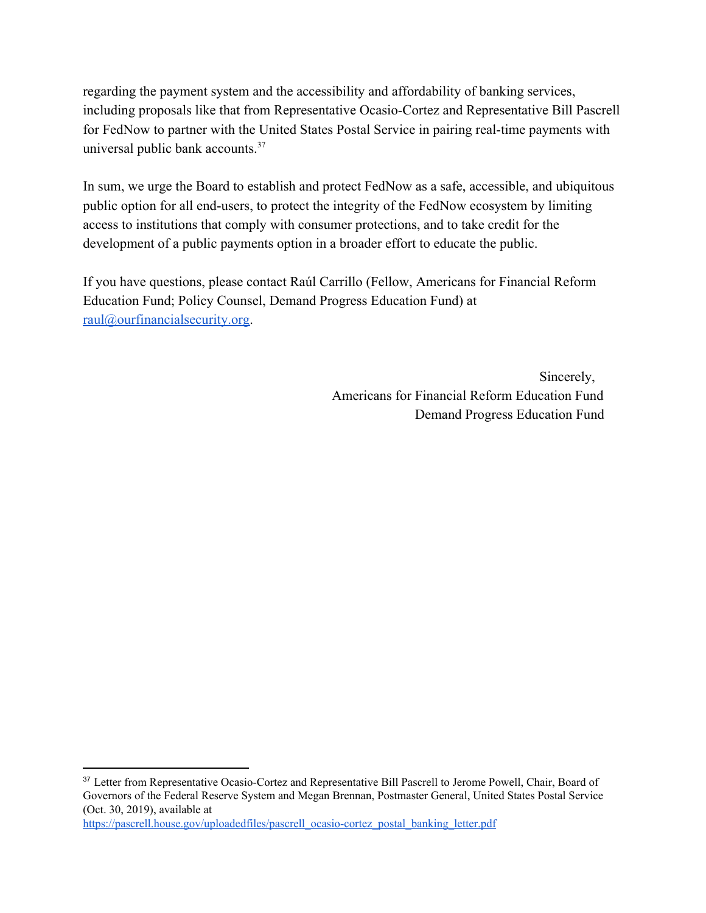regarding the payment system and the accessibility and affordability of banking services, including proposals like that from Representative Ocasio-Cortez and Representative Bill Pascrell for FedNow to partner with the United States Postal Service in pairing real-time payments with universal public bank accounts.[37]

In sum, we urge the Board to establish and protect FedNow as a safe, accessible, and ubiquitous public option for all end-users, to protect the integrity of the FedNow ecosystem by limiting access to institutions that comply with consumer protections, and to take credit for the development of a public payments option in a broader effort to educate the public.

If you have questions, please contact Raúl Carrillo (Fellow, Americans for Financial Reform Education Fund; Policy Counsel, Demand Progress Education Fund) at raul@ourfinancialsecurity.org.

Sincerely,
Americans for Financial Reform Education Fund
Demand Progress Education Fund

---

[37] Letter from Representative Ocasio-Cortez and Representative Bill Pascrell to Jerome Powell, Chair, Board of Governors of the Federal Reserve System and Megan Brennan, Postmaster General, United States Postal Service (Oct. 30, 2019), available at https://pascrell.house.gov/uploadedfiles/pascrell_ocasio-cortez_postal_banking_letter.pdf